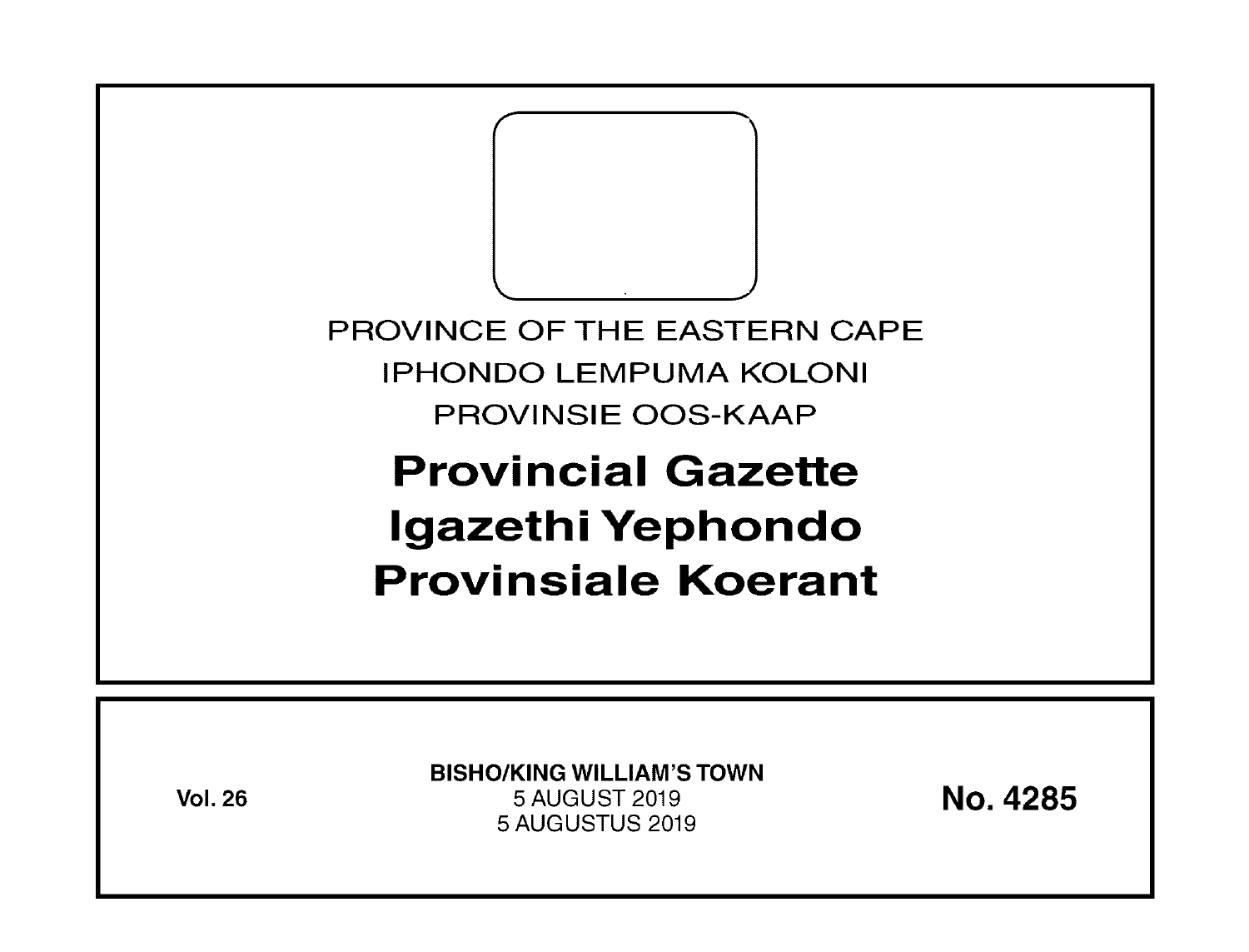PROVINCE OF THE EASTERN CAPE

IPHONDO LEMPUMA KOLONI

PROVINSIE OOS-KAAP

# Provincial Gazette
# Igazethi Yephondo
# Provinsiale Koerant

**Vol. 26**

**BISHO/KING WILLIAM'S TOWN**
5 AUGUST 2019
5 AUGUSTUS 2019

**No. 4285**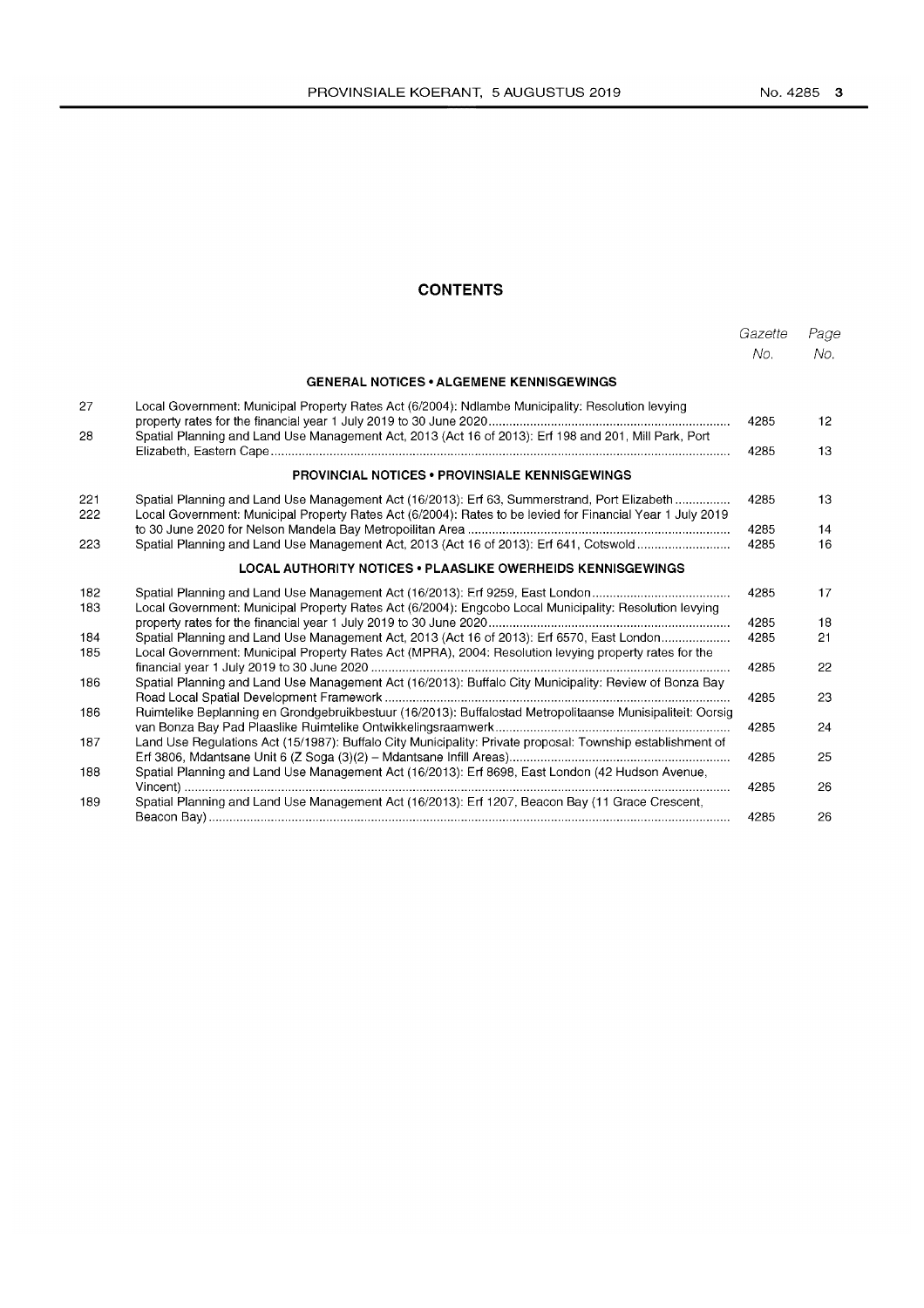## CONTENTS

| | | Gazette No. | Page No. |
|---|---|---|---|
| | **GENERAL NOTICES • ALGEMENE KENNISGEWINGS** | | |
| 27 | Local Government: Municipal Property Rates Act (6/2004): Ndlambe Municipality: Resolution levying property rates for the financial year 1 July 2019 to 30 June 2020 | 4285 | 12 |
| 28 | Spatial Planning and Land Use Management Act, 2013 (Act 16 of 2013): Erf 198 and 201, Mill Park, Port Elizabeth, Eastern Cape | 4285 | 13 |
| | **PROVINCIAL NOTICES • PROVINSIALE KENNISGEWINGS** | | |
| 221 | Spatial Planning and Land Use Management Act (16/2013): Erf 63, Summerstrand, Port Elizabeth | 4285 | 13 |
| 222 | Local Government: Municipal Property Rates Act (6/2004): Rates to be levied for Financial Year 1 July 2019 to 30 June 2020 for Nelson Mandela Bay Metropoilitan Area | 4285 | 14 |
| 223 | Spatial Planning and Land Use Management Act, 2013 (Act 16 of 2013): Erf 641, Cotswold | 4285 | 16 |
| | **LOCAL AUTHORITY NOTICES • PLAASLIKE OWERHEIDS KENNISGEWINGS** | | |
| 182 | Spatial Planning and Land Use Management Act (16/2013): Erf 9259, East London | 4285 | 17 |
| 183 | Local Government: Municipal Property Rates Act (6/2004): Engcobo Local Municipality: Resolution levying property rates for the financial year 1 July 2019 to 30 June 2020 | 4285 | 18 |
| 184 | Spatial Planning and Land Use Management Act, 2013 (Act 16 of 2013): Erf 6570, East London | 4285 | 21 |
| 185 | Local Government: Municipal Property Rates Act (MPRA), 2004: Resolution levying property rates for the financial year 1 July 2019 to 30 June 2020 | 4285 | 22 |
| 186 | Spatial Planning and Land Use Management Act (16/2013): Buffalo City Municipality: Review of Bonza Bay Road Local Spatial Development Framework | 4285 | 23 |
| 186 | Ruimtelike Beplanning en Grondgebruikbestuur (16/2013): Buffalostad Metropolitaanse Munisipaliteit: Oorsig van Bonza Bay Pad Plaaslike Ruimtelike Ontwikkelingsraamwerk | 4285 | 24 |
| 187 | Land Use Regulations Act (15/1987): Buffalo City Municipality: Private proposal: Township establishment of Erf 3806, Mdantsane Unit 6 (Z Soga (3)(2) – Mdantsane Infill Areas) | 4285 | 25 |
| 188 | Spatial Planning and Land Use Management Act (16/2013): Erf 8698, East London (42 Hudson Avenue, Vincent) | 4285 | 26 |
| 189 | Spatial Planning and Land Use Management Act (16/2013): Erf 1207, Beacon Bay (11 Grace Crescent, Beacon Bay) | 4285 | 26 |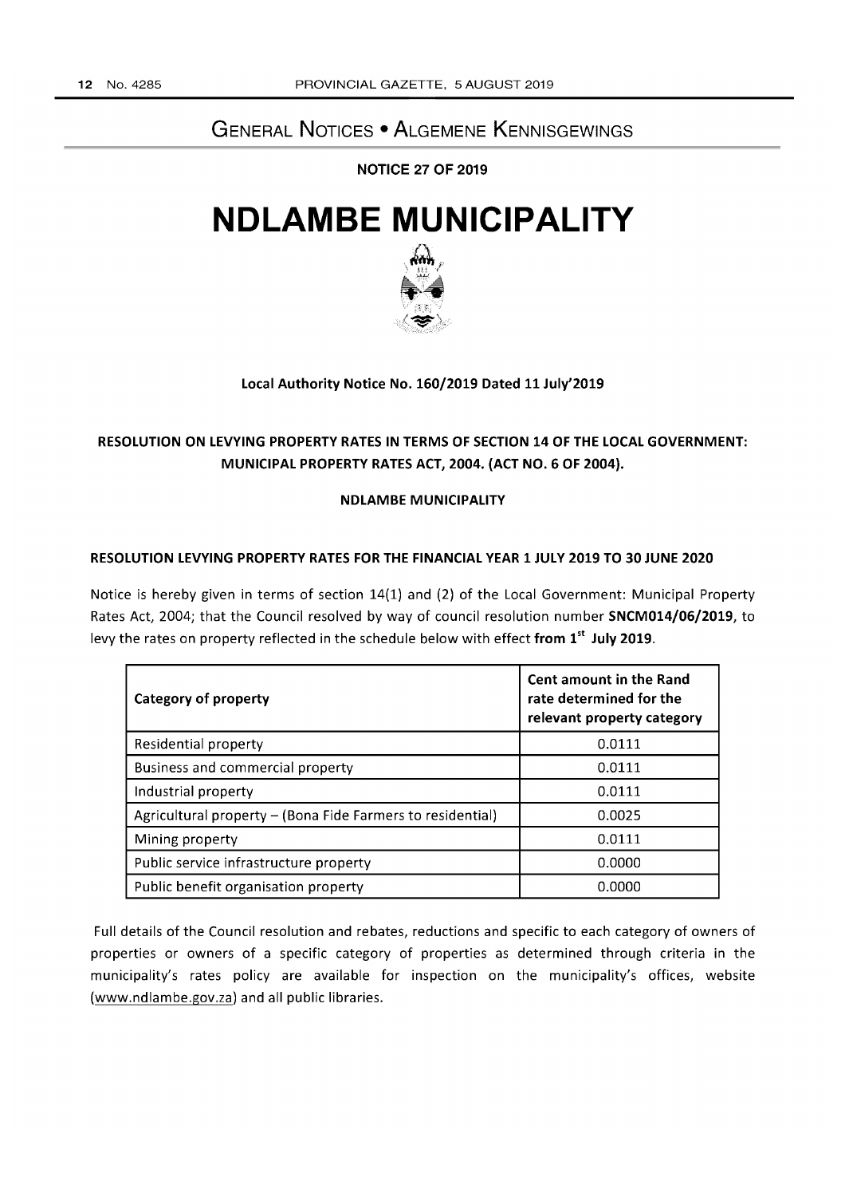## GENERAL NOTICES • ALGEMENE KENNISGEWINGS

**NOTICE 27 OF 2019**

# NDLAMBE MUNICIPALITY

**Local Authority Notice No. 160/2019 Dated 11 July'2019**

**RESOLUTION ON LEVYING PROPERTY RATES IN TERMS OF SECTION 14 OF THE LOCAL GOVERNMENT: MUNICIPAL PROPERTY RATES ACT, 2004. (ACT NO. 6 OF 2004).**

**NDLAMBE MUNICIPALITY**

**RESOLUTION LEVYING PROPERTY RATES FOR THE FINANCIAL YEAR 1 JULY 2019 TO 30 JUNE 2020**

Notice is hereby given in terms of section 14(1) and (2) of the Local Government: Municipal Property Rates Act, 2004; that the Council resolved by way of council resolution number **SNCM014/06/2019**, to levy the rates on property reflected in the schedule below with effect **from 1st July 2019**.

| Category of property | Cent amount in the Rand rate determined for the relevant property category |
|---|---|
| Residential property | 0.0111 |
| Business and commercial property | 0.0111 |
| Industrial property | 0.0111 |
| Agricultural property – (Bona Fide Farmers to residential) | 0.0025 |
| Mining property | 0.0111 |
| Public service infrastructure property | 0.0000 |
| Public benefit organisation property | 0.0000 |

Full details of the Council resolution and rebates, reductions and specific to each category of owners of properties or owners of a specific category of properties as determined through criteria in the municipality's rates policy are available for inspection on the municipality's offices, website (www.ndlambe.gov.za) and all public libraries.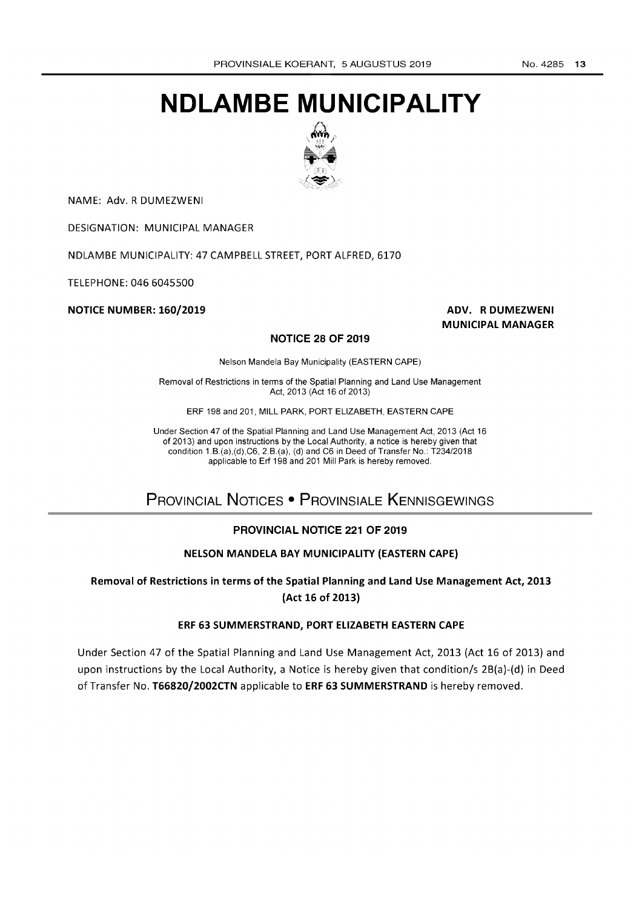# NDLAMBE MUNICIPALITY

NAME: Adv. R DUMEZWENI

DESIGNATION: MUNICIPAL MANAGER

NDLAMBE MUNICIPALITY: 47 CAMPBELL STREET, PORT ALFRED, 6170

TELEPHONE: 046 6045500

**NOTICE NUMBER: 160/2019**

**ADV. R DUMEZWENI**
**MUNICIPAL MANAGER**

**NOTICE 28 OF 2019**

Nelson Mandela Bay Municipality (EASTERN CAPE)

Removal of Restrictions in terms of the Spatial Planning and Land Use Management Act, 2013 (Act 16 of 2013)

ERF 198 and 201, MILL PARK, PORT ELIZABETH, EASTERN CAPE

Under Section 47 of the Spatial Planning and Land Use Management Act, 2013 (Act 16 of 2013) and upon instructions by the Local Authority, a notice is hereby given that condition 1.B.(a),(d),C6, 2.B.(a), (d) and C6 in Deed of Transfer No.: T234/2018 applicable to Erf 198 and 201 Mill Park is hereby removed.

## Provincial Notices • Provinsiale Kennisgewings

### PROVINCIAL NOTICE 221 OF 2019

**NELSON MANDELA BAY MUNICIPALITY (EASTERN CAPE)**

**Removal of Restrictions in terms of the Spatial Planning and Land Use Management Act, 2013 (Act 16 of 2013)**

**ERF 63 SUMMERSTRAND, PORT ELIZABETH EASTERN CAPE**

Under Section 47 of the Spatial Planning and Land Use Management Act, 2013 (Act 16 of 2013) and upon instructions by the Local Authority, a Notice is hereby given that condition/s 2B(a)-(d) in Deed of Transfer No. **T66820/2002CTN** applicable to **ERF 63 SUMMERSTRAND** is hereby removed.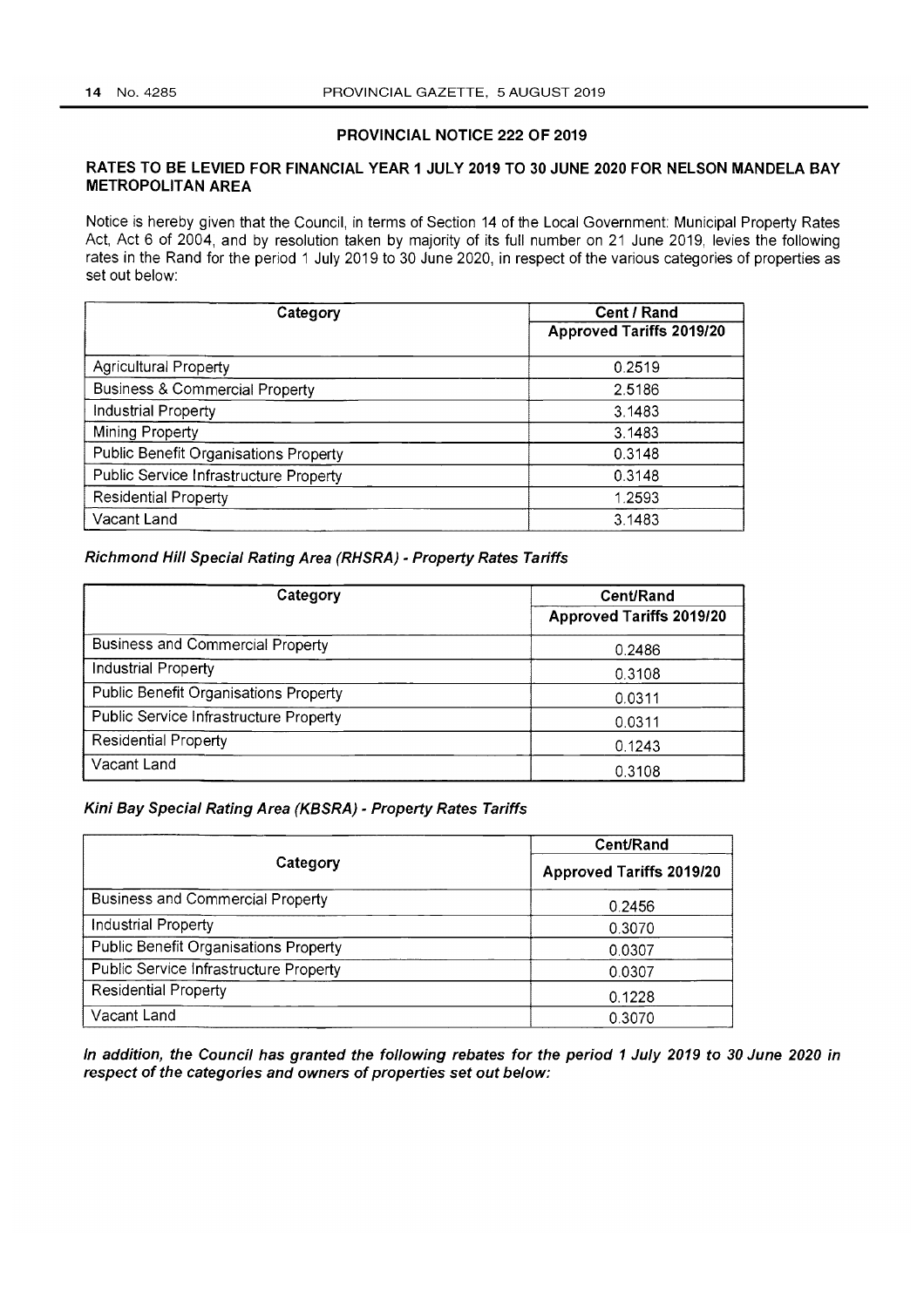## PROVINCIAL NOTICE 222 OF 2019

### RATES TO BE LEVIED FOR FINANCIAL YEAR 1 JULY 2019 TO 30 JUNE 2020 FOR NELSON MANDELA BAY METROPOLITAN AREA

Notice is hereby given that the Council, in terms of Section 14 of the Local Government: Municipal Property Rates Act, Act 6 of 2004, and by resolution taken by majority of its full number on 21 June 2019, levies the following rates in the Rand for the period 1 July 2019 to 30 June 2020, in respect of the various categories of properties as set out below:

| Category | Cent / Rand |
|---|---|
| | Approved Tariffs 2019/20 |
| Agricultural Property | 0.2519 |
| Business & Commercial Property | 2.5186 |
| Industrial Property | 3.1483 |
| Mining Property | 3.1483 |
| Public Benefit Organisations Property | 0.3148 |
| Public Service Infrastructure Property | 0.3148 |
| Residential Property | 1.2593 |
| Vacant Land | 3.1483 |

***Richmond Hill Special Rating Area (RHSRA) - Property Rates Tariffs***

| Category | Cent/Rand |
|---|---|
| | Approved Tariffs 2019/20 |
| Business and Commercial Property | 0.2486 |
| Industrial Property | 0.3108 |
| Public Benefit Organisations Property | 0.0311 |
| Public Service Infrastructure Property | 0.0311 |
| Residential Property | 0.1243 |
| Vacant Land | 0.3108 |

***Kini Bay Special Rating Area (KBSRA) - Property Rates Tariffs***

| Category | Cent/Rand |
|---|---|
| | Approved Tariffs 2019/20 |
| Business and Commercial Property | 0.2456 |
| Industrial Property | 0.3070 |
| Public Benefit Organisations Property | 0.0307 |
| Public Service Infrastructure Property | 0.0307 |
| Residential Property | 0.1228 |
| Vacant Land | 0.3070 |

***In addition, the Council has granted the following rebates for the period 1 July 2019 to 30 June 2020 in respect of the categories and owners of properties set out below:***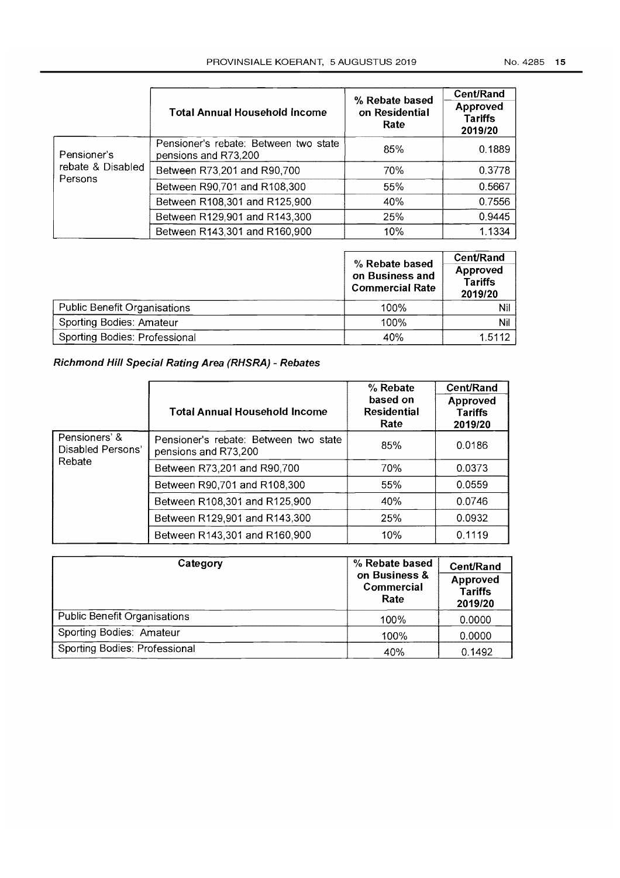| | Total Annual Household Income | % Rebate based on Residential Rate | Cent/Rand Approved Tariffs 2019/20 |
|---|---|---|---|
| Pensioner's rebate & Disabled Persons | Pensioner's rebate: Between two state pensions and R73,200 | 85% | 0.1889 |
| | Between R73,201 and R90,700 | 70% | 0.3778 |
| | Between R90,701 and R108,300 | 55% | 0.5667 |
| | Between R108,301 and R125,900 | 40% | 0.7556 |
| | Between R129,901 and R143,300 | 25% | 0.9445 |
| | Between R143,301 and R160,900 | 10% | 1.1334 |

| | % Rebate based on Business and Commercial Rate | Cent/Rand Approved Tariffs 2019/20 |
|---|---|---|
| Public Benefit Organisations | 100% | Nil |
| Sporting Bodies: Amateur | 100% | Nil |
| Sporting Bodies: Professional | 40% | 1.5112 |

***Richmond Hill Special Rating Area (RHSRA) - Rebates***

| | Total Annual Household Income | % Rebate based on Residential Rate | Cent/Rand Approved Tariffs 2019/20 |
|---|---|---|---|
| Pensioners' & Disabled Persons' Rebate | Pensioner's rebate: Between two state pensions and R73,200 | 85% | 0.0186 |
| | Between R73,201 and R90,700 | 70% | 0.0373 |
| | Between R90,701 and R108,300 | 55% | 0.0559 |
| | Between R108,301 and R125,900 | 40% | 0.0746 |
| | Between R129,901 and R143,300 | 25% | 0.0932 |
| | Between R143,301 and R160,900 | 10% | 0.1119 |

| Category | % Rebate based on Business & Commercial Rate | Cent/Rand Approved Tariffs 2019/20 |
|---|---|---|
| Public Benefit Organisations | 100% | 0.0000 |
| Sporting Bodies: Amateur | 100% | 0.0000 |
| Sporting Bodies: Professional | 40% | 0.1492 |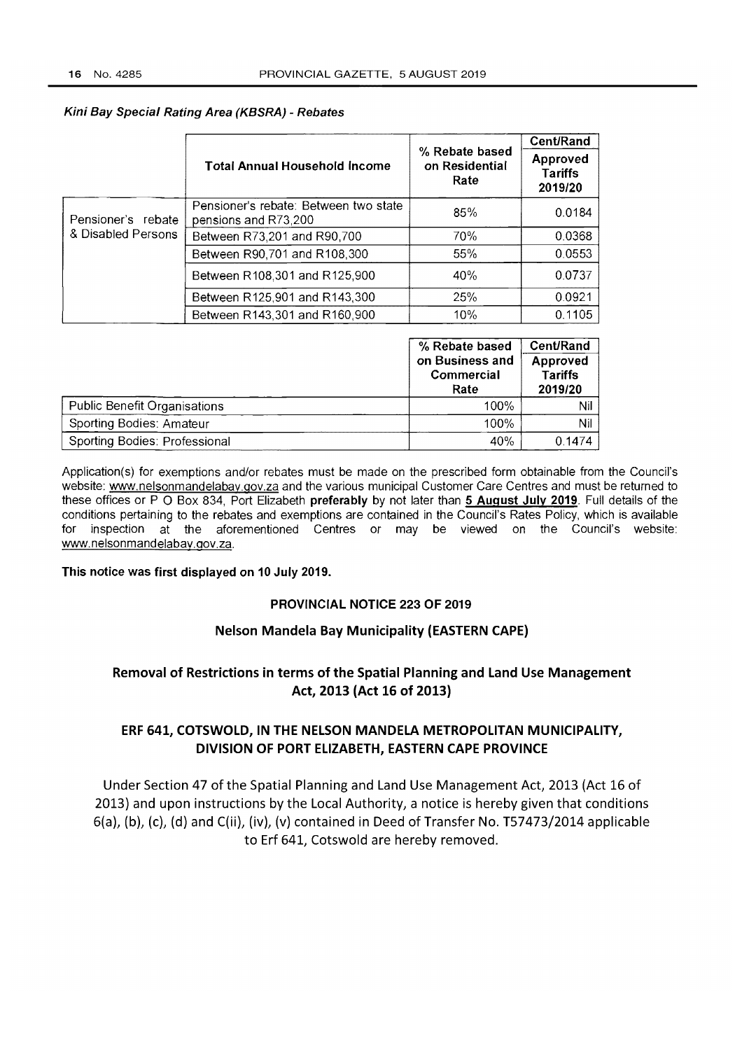***Kini Bay Special Rating Area (KBSRA) - Rebates***

| | Total Annual Household Income | % Rebate based on Residential Rate | Cent/Rand Approved Tariffs 2019/20 |
|---|---|---|---|
| Pensioner's rebate & Disabled Persons | Pensioner's rebate: Between two state pensions and R73,200 | 85% | 0.0184 |
| | Between R73,201 and R90,700 | 70% | 0.0368 |
| | Between R90,701 and R108,300 | 55% | 0.0553 |
| | Between R108,301 and R125,900 | 40% | 0.0737 |
| | Between R125,901 and R143,300 | 25% | 0.0921 |
| | Between R143,301 and R160,900 | 10% | 0.1105 |

| | % Rebate based on Business and Commercial Rate | Cent/Rand Approved Tariffs 2019/20 |
|---|---|---|
| Public Benefit Organisations | 100% | Nil |
| Sporting Bodies: Amateur | 100% | Nil |
| Sporting Bodies: Professional | 40% | 0.1474 |

Application(s) for exemptions and/or rebates must be made on the prescribed form obtainable from the Council's website: www.nelsonmandelabay.gov.za and the various municipal Customer Care Centres and must be returned to these offices or P O Box 834, Port Elizabeth **preferably** by not later than **5 August July 2019**. Full details of the conditions pertaining to the rebates and exemptions are contained in the Council's Rates Policy, which is available for inspection at the aforementioned Centres or may be viewed on the Council's website: www.nelsonmandelabay.gov.za.

**This notice was first displayed on 10 July 2019.**

## PROVINCIAL NOTICE 223 OF 2019

### Nelson Mandela Bay Municipality (EASTERN CAPE)

### Removal of Restrictions in terms of the Spatial Planning and Land Use Management Act, 2013 (Act 16 of 2013)

### ERF 641, COTSWOLD, IN THE NELSON MANDELA METROPOLITAN MUNICIPALITY, DIVISION OF PORT ELIZABETH, EASTERN CAPE PROVINCE

Under Section 47 of the Spatial Planning and Land Use Management Act, 2013 (Act 16 of 2013) and upon instructions by the Local Authority, a notice is hereby given that conditions 6(a), (b), (c), (d) and C(ii), (iv), (v) contained in Deed of Transfer No. T57473/2014 applicable to Erf 641, Cotswold are hereby removed.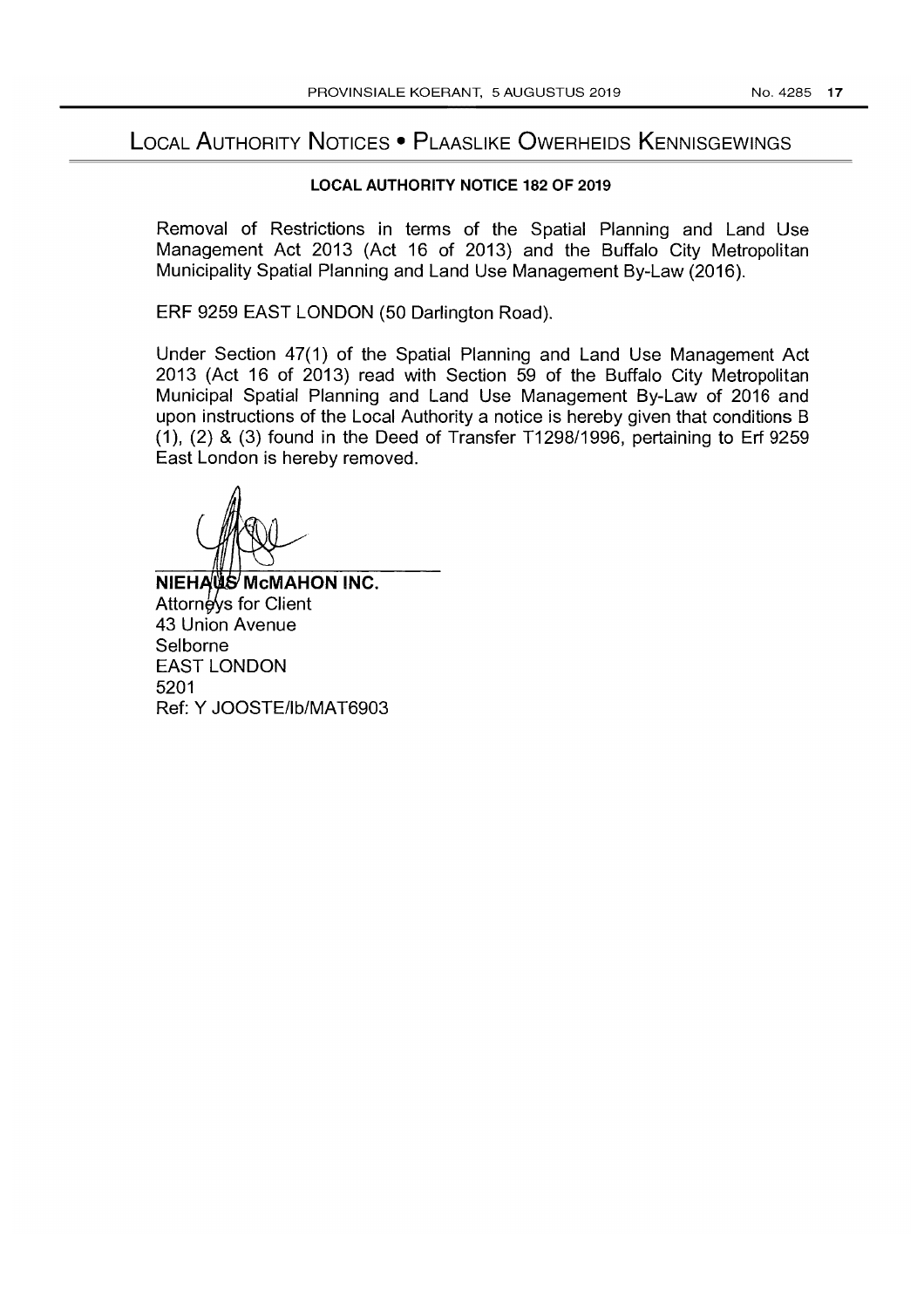# Local Authority Notices • Plaaslike Owerheids Kennisgewings

## LOCAL AUTHORITY NOTICE 182 OF 2019

Removal of Restrictions in terms of the Spatial Planning and Land Use Management Act 2013 (Act 16 of 2013) and the Buffalo City Metropolitan Municipality Spatial Planning and Land Use Management By-Law (2016).

ERF 9259 EAST LONDON (50 Darlington Road).

Under Section 47(1) of the Spatial Planning and Land Use Management Act 2013 (Act 16 of 2013) read with Section 59 of the Buffalo City Metropolitan Municipal Spatial Planning and Land Use Management By-Law of 2016 and upon instructions of the Local Authority a notice is hereby given that conditions B (1), (2) & (3) found in the Deed of Transfer T1298/1996, pertaining to Erf 9259 East London is hereby removed.

**NIEHAUS McMAHON INC.**
Attorneys for Client
43 Union Avenue
Selborne
EAST LONDON
5201
Ref: Y JOOSTE/lb/MAT6903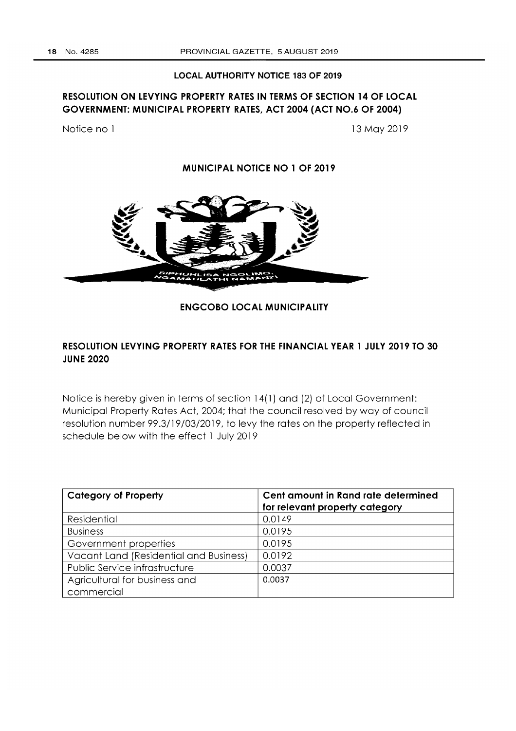**LOCAL AUTHORITY NOTICE 183 OF 2019**

## RESOLUTION ON LEVYING PROPERTY RATES IN TERMS OF SECTION 14 OF LOCAL GOVERNMENT: MUNICIPAL PROPERTY RATES, ACT 2004 (ACT NO.6 OF 2004)

Notice no 1 — 13 May 2019

### MUNICIPAL NOTICE NO 1 OF 2019

SIPHUHLISA NGOLIMO, NGAMAHLATHI NAMANZI

### ENGCOBO LOCAL MUNICIPALITY

### RESOLUTION LEVYING PROPERTY RATES FOR THE FINANCIAL YEAR 1 JULY 2019 TO 30 JUNE 2020

Notice is hereby given in terms of section 14(1) and (2) of Local Government: Municipal Property Rates Act, 2004; that the council resolved by way of council resolution number 99.3/19/03/2019, to levy the rates on the property reflected in schedule below with the effect 1 July 2019

| Category of Property | Cent amount in Rand rate determined for relevant property category |
|---|---|
| Residential | 0.0149 |
| Business | 0.0195 |
| Government properties | 0.0195 |
| Vacant Land (Residential and Business) | 0.0192 |
| Public Service infrastructure | 0.0037 |
| Agricultural for business and commercial | 0.0037 |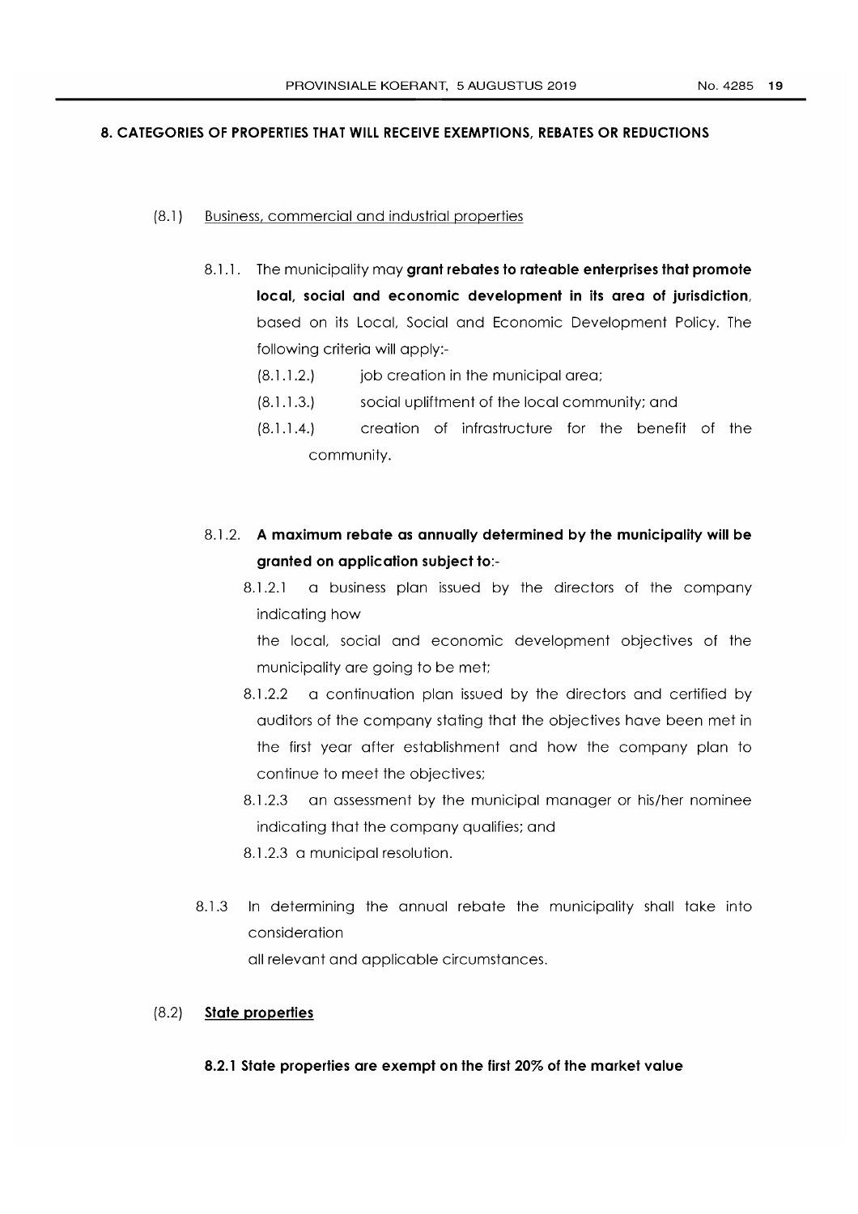## 8. CATEGORIES OF PROPERTIES THAT WILL RECEIVE EXEMPTIONS, REBATES OR REDUCTIONS

(8.1) Business, commercial and industrial properties

8.1.1. The municipality may **grant rebates to rateable enterprises that promote local, social and economic development in its area of jurisdiction**, based on its Local, Social and Economic Development Policy. The following criteria will apply:-

(8.1.1.2.) job creation in the municipal area;

(8.1.1.3.) social upliftment of the local community; and

(8.1.1.4.) creation of infrastructure for the benefit of the community.

8.1.2. **A maximum rebate as annually determined by the municipality will be granted on application subject to**:-

8.1.2.1 a business plan issued by the directors of the company indicating how the local, social and economic development objectives of the municipality are going to be met;

8.1.2.2 a continuation plan issued by the directors and certified by auditors of the company stating that the objectives have been met in the first year after establishment and how the company plan to continue to meet the objectives;

8.1.2.3 an assessment by the municipal manager or his/her nominee indicating that the company qualifies; and

8.1.2.3 a municipal resolution.

8.1.3 In determining the annual rebate the municipality shall take into consideration all relevant and applicable circumstances.

(8.2) **State properties**

**8.2.1 State properties are exempt on the first 20% of the market value**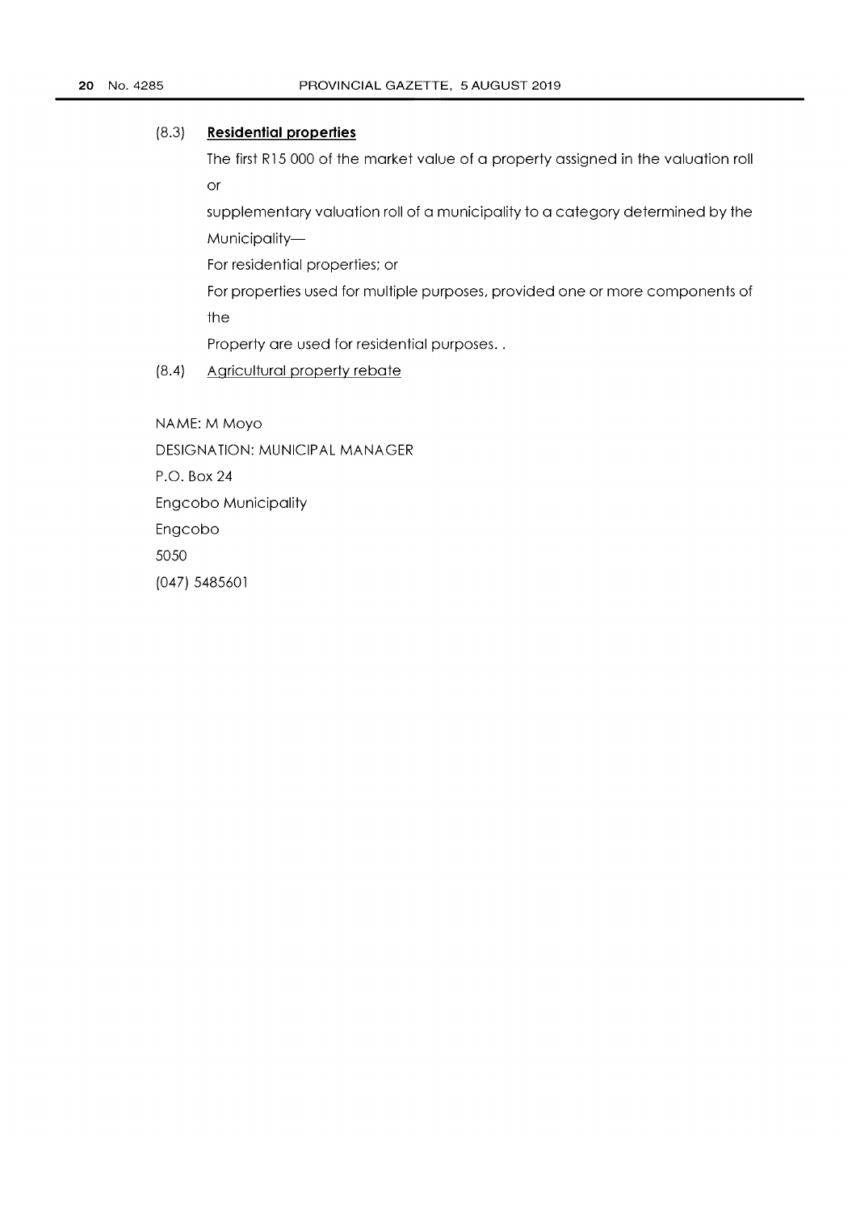(8.3) **Residential properties**

The first R15 000 of the market value of a property assigned in the valuation roll or

supplementary valuation roll of a municipality to a category determined by the Municipality—

For residential properties; or

For properties used for multiple purposes, provided one or more components of the

Property are used for residential purposes. .

(8.4) Agricultural property rebate

NAME: M Moyo

DESIGNATION: MUNICIPAL MANAGER

P.O. Box 24

Engcobo Municipality

Engcobo

5050

(047) 5485601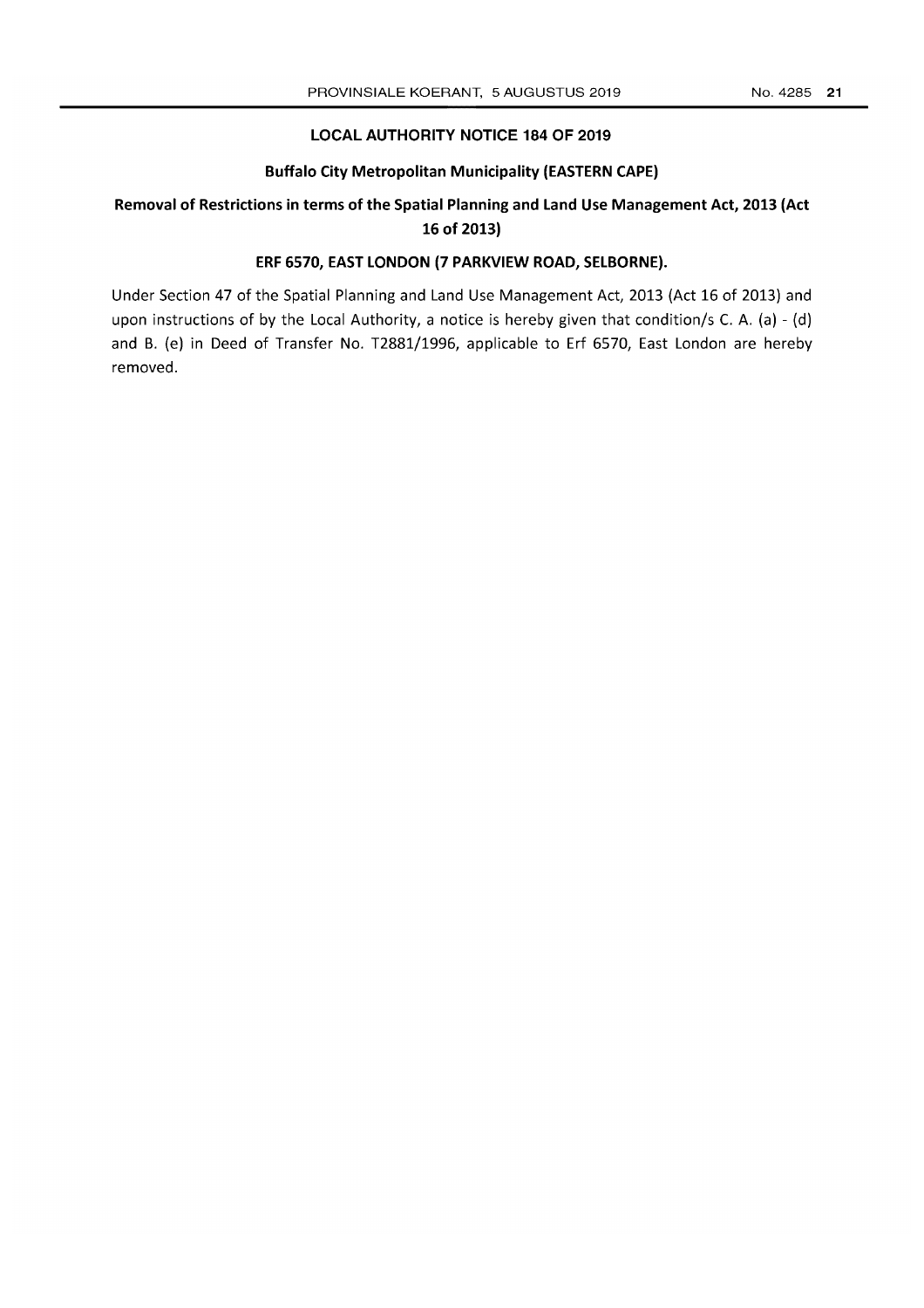## LOCAL AUTHORITY NOTICE 184 OF 2019

### Buffalo City Metropolitan Municipality (EASTERN CAPE)

### Removal of Restrictions in terms of the Spatial Planning and Land Use Management Act, 2013 (Act 16 of 2013)

### ERF 6570, EAST LONDON (7 PARKVIEW ROAD, SELBORNE).

Under Section 47 of the Spatial Planning and Land Use Management Act, 2013 (Act 16 of 2013) and upon instructions of by the Local Authority, a notice is hereby given that condition/s C. A. (a) - (d) and B. (e) in Deed of Transfer No. T2881/1996, applicable to Erf 6570, East London are hereby removed.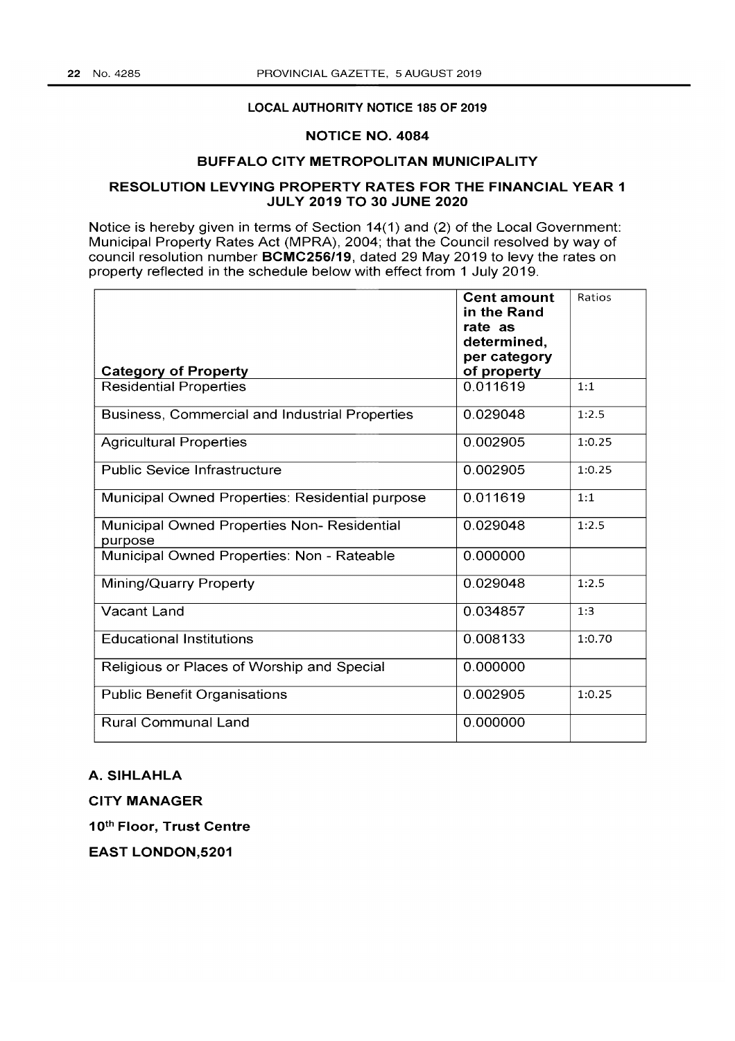**LOCAL AUTHORITY NOTICE 185 OF 2019**

**NOTICE NO. 4084**

**BUFFALO CITY METROPOLITAN MUNICIPALITY**

**RESOLUTION LEVYING PROPERTY RATES FOR THE FINANCIAL YEAR 1 JULY 2019 TO 30 JUNE 2020**

Notice is hereby given in terms of Section 14(1) and (2) of the Local Government: Municipal Property Rates Act (MPRA), 2004; that the Council resolved by way of council resolution number **BCMC256/19**, dated 29 May 2019 to levy the rates on property reflected in the schedule below with effect from 1 July 2019.

| Category of Property | Cent amount in the Rand rate as determined, per category of property | Ratios |
|---|---|---|
| Residential Properties | 0.011619 | 1:1 |
| Business, Commercial and Industrial Properties | 0.029048 | 1:2.5 |
| Agricultural Properties | 0.002905 | 1:0.25 |
| Public Sevice Infrastructure | 0.002905 | 1:0.25 |
| Municipal Owned Properties: Residential purpose | 0.011619 | 1:1 |
| Municipal Owned Properties Non- Residential purpose | 0.029048 | 1:2.5 |
| Municipal Owned Properties: Non - Rateable | 0.000000 | |
| Mining/Quarry Property | 0.029048 | 1:2.5 |
| Vacant Land | 0.034857 | 1:3 |
| Educational Institutions | 0.008133 | 1:0.70 |
| Religious or Places of Worship and Special | 0.000000 | |
| Public Benefit Organisations | 0.002905 | 1:0.25 |
| Rural Communal Land | 0.000000 | |

**A. SIHLAHLA**

**CITY MANAGER**

**10th Floor, Trust Centre**

**EAST LONDON,5201**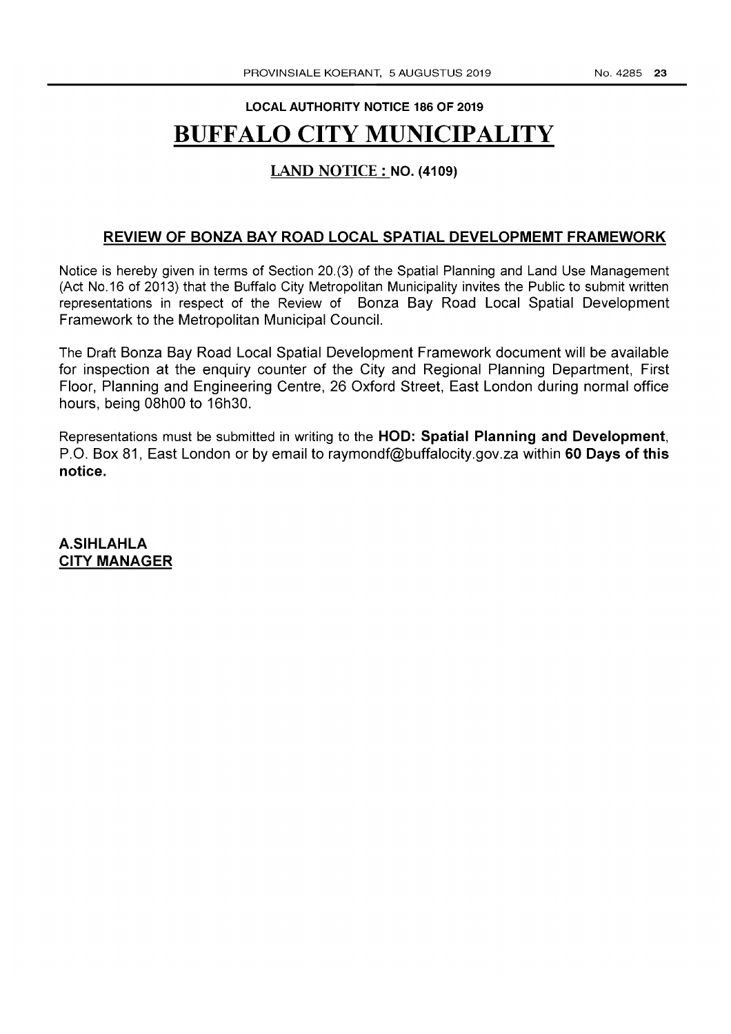**LOCAL AUTHORITY NOTICE 186 OF 2019**

# BUFFALO CITY MUNICIPALITY

## LAND NOTICE : NO. (4109)

### REVIEW OF BONZA BAY ROAD LOCAL SPATIAL DEVELOPMEMT FRAMEWORK

Notice is hereby given in terms of Section 20.(3) of the Spatial Planning and Land Use Management (Act No.16 of 2013) that the Buffalo City Metropolitan Municipality invites the Public to submit written representations in respect of the Review of Bonza Bay Road Local Spatial Development Framework to the Metropolitan Municipal Council.

The Draft Bonza Bay Road Local Spatial Development Framework document will be available for inspection at the enquiry counter of the City and Regional Planning Department, First Floor, Planning and Engineering Centre, 26 Oxford Street, East London during normal office hours, being 08h00 to 16h30.

Representations must be submitted in writing to the **HOD: Spatial Planning and Development**, P.O. Box 81, East London or by email to raymondf@buffalocity.gov.za within **60 Days of this notice.**

**A.SIHLAHLA**
**CITY MANAGER**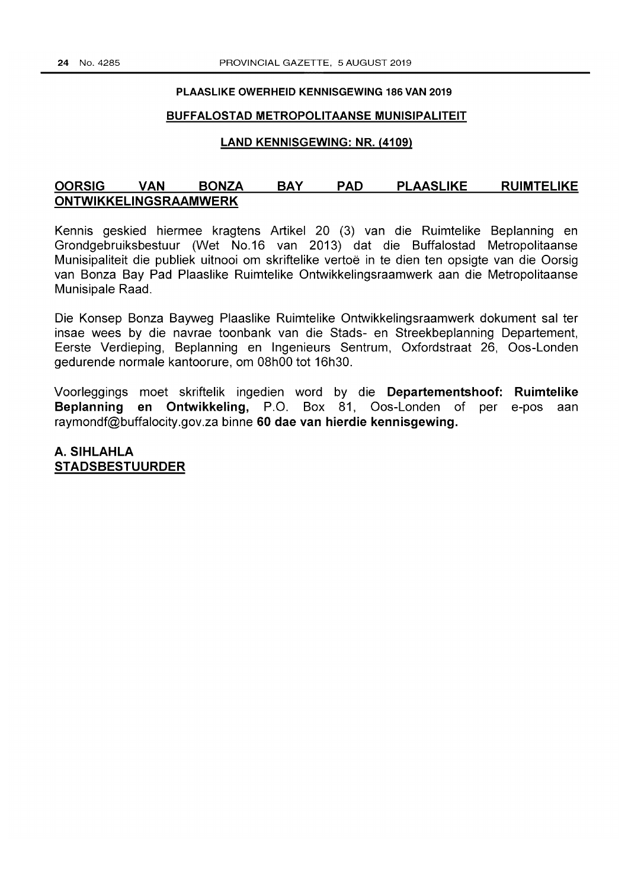**PLAASLIKE OWERHEID KENNISGEWING 186 VAN 2019**

**BUFFALOSTAD METROPOLITAANSE MUNISIPALITEIT**

**LAND KENNISGEWING: NR. (4109)**

## OORSIG VAN BONZA BAY PAD PLAASLIKE RUIMTELIKE ONTWIKKELINGSRAAMWERK

Kennis geskied hiermee kragtens Artikel 20 (3) van die Ruimtelike Beplanning en Grondgebruiksbestuur (Wet No.16 van 2013) dat die Buffalostad Metropolitaanse Munisipaliteit die publiek uitnooi om skriftelike vertoë in te dien ten opsigte van die Oorsig van Bonza Bay Pad Plaaslike Ruimtelike Ontwikkelingsraamwerk aan die Metropolitaanse Munisipale Raad.

Die Konsep Bonza Bayweg Plaaslike Ruimtelike Ontwikkelingsraamwerk dokument sal ter insae wees by die navrae toonbank van die Stads- en Streekbeplanning Departement, Eerste Verdieping, Beplanning en Ingenieurs Sentrum, Oxfordstraat 26, Oos-Londen gedurende normale kantoorure, om 08h00 tot 16h30.

Voorleggings moet skriftelik ingedien word by die **Departementshoof: Ruimtelike Beplanning en Ontwikkeling,** P.O. Box 81, Oos-Londen of per e-pos aan raymondf@buffalocity.gov.za binne **60 dae van hierdie kennisgewing.**

**A. SIHLAHLA**
**STADSBESTUURDER**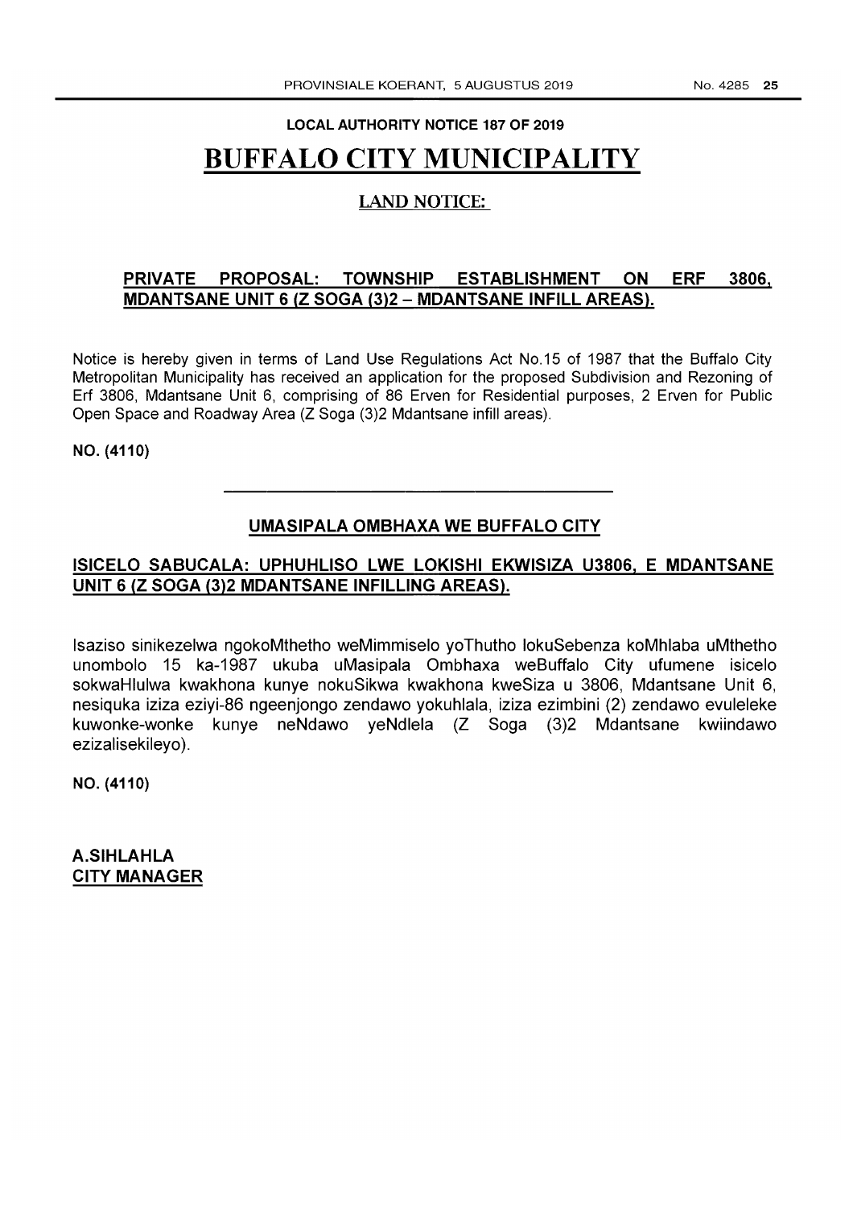**LOCAL AUTHORITY NOTICE 187 OF 2019**

# BUFFALO CITY MUNICIPALITY

## LAND NOTICE:

**PRIVATE PROPOSAL: TOWNSHIP ESTABLISHMENT ON ERF 3806, MDANTSANE UNIT 6 (Z SOGA (3)2 – MDANTSANE INFILL AREAS).**

Notice is hereby given in terms of Land Use Regulations Act No.15 of 1987 that the Buffalo City Metropolitan Municipality has received an application for the proposed Subdivision and Rezoning of Erf 3806, Mdantsane Unit 6, comprising of 86 Erven for Residential purposes, 2 Erven for Public Open Space and Roadway Area (Z Soga (3)2 Mdantsane infill areas).

**NO. (4110)**

---

**UMASIPALA OMBHAXA WE BUFFALO CITY**

**ISICELO SABUCALA: UPHUHLISO LWE LOKISHI EKWISIZA U3806, E MDANTSANE UNIT 6 (Z SOGA (3)2 MDANTSANE INFILLING AREAS).**

Isaziso sinikezelwa ngokoMthetho weMimmiselo yoThutho lokuSebenza koMhlaba uMthetho unombolo 15 ka-1987 ukuba uMasipala Ombhaxa weBuffalo City ufumene isicelo sokwaHlulwa kwakhona kunye nokuSikwa kwakhona kweSiza u 3806, Mdantsane Unit 6, nesiquka iziza eziyi-86 ngeenjongo zendawo yokuhlala, iziza ezimbini (2) zendawo evuleleke kuwonke-wonke kunye neNdawo yeNdlela (Z Soga (3)2 Mdantsane kwiindawo ezizalisekileyo).

**NO. (4110)**

**A.SIHLAHLA**
**CITY MANAGER**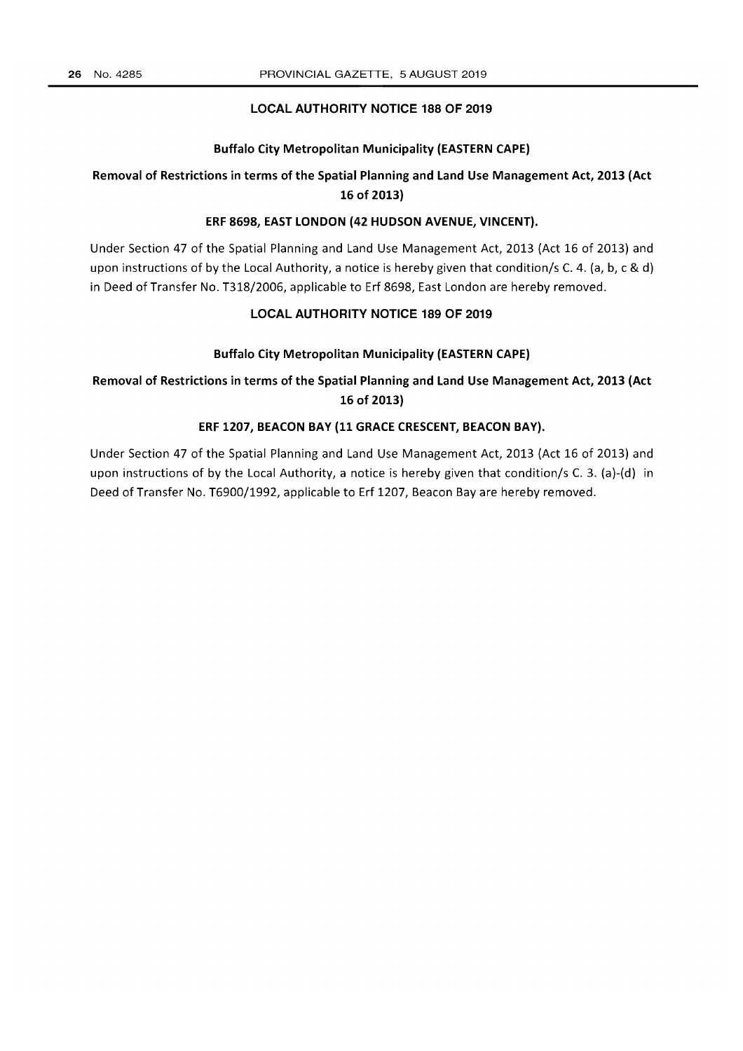## LOCAL AUTHORITY NOTICE 188 OF 2019

**Buffalo City Metropolitan Municipality (EASTERN CAPE)**

**Removal of Restrictions in terms of the Spatial Planning and Land Use Management Act, 2013 (Act 16 of 2013)**

**ERF 8698, EAST LONDON (42 HUDSON AVENUE, VINCENT).**

Under Section 47 of the Spatial Planning and Land Use Management Act, 2013 (Act 16 of 2013) and upon instructions of by the Local Authority, a notice is hereby given that condition/s C. 4. (a, b, c & d) in Deed of Transfer No. T318/2006, applicable to Erf 8698, East London are hereby removed.

## LOCAL AUTHORITY NOTICE 189 OF 2019

**Buffalo City Metropolitan Municipality (EASTERN CAPE)**

**Removal of Restrictions in terms of the Spatial Planning and Land Use Management Act, 2013 (Act 16 of 2013)**

**ERF 1207, BEACON BAY (11 GRACE CRESCENT, BEACON BAY).**

Under Section 47 of the Spatial Planning and Land Use Management Act, 2013 (Act 16 of 2013) and upon instructions of by the Local Authority, a notice is hereby given that condition/s C. 3. (a)-(d) in Deed of Transfer No. T6900/1992, applicable to Erf 1207, Beacon Bay are hereby removed.